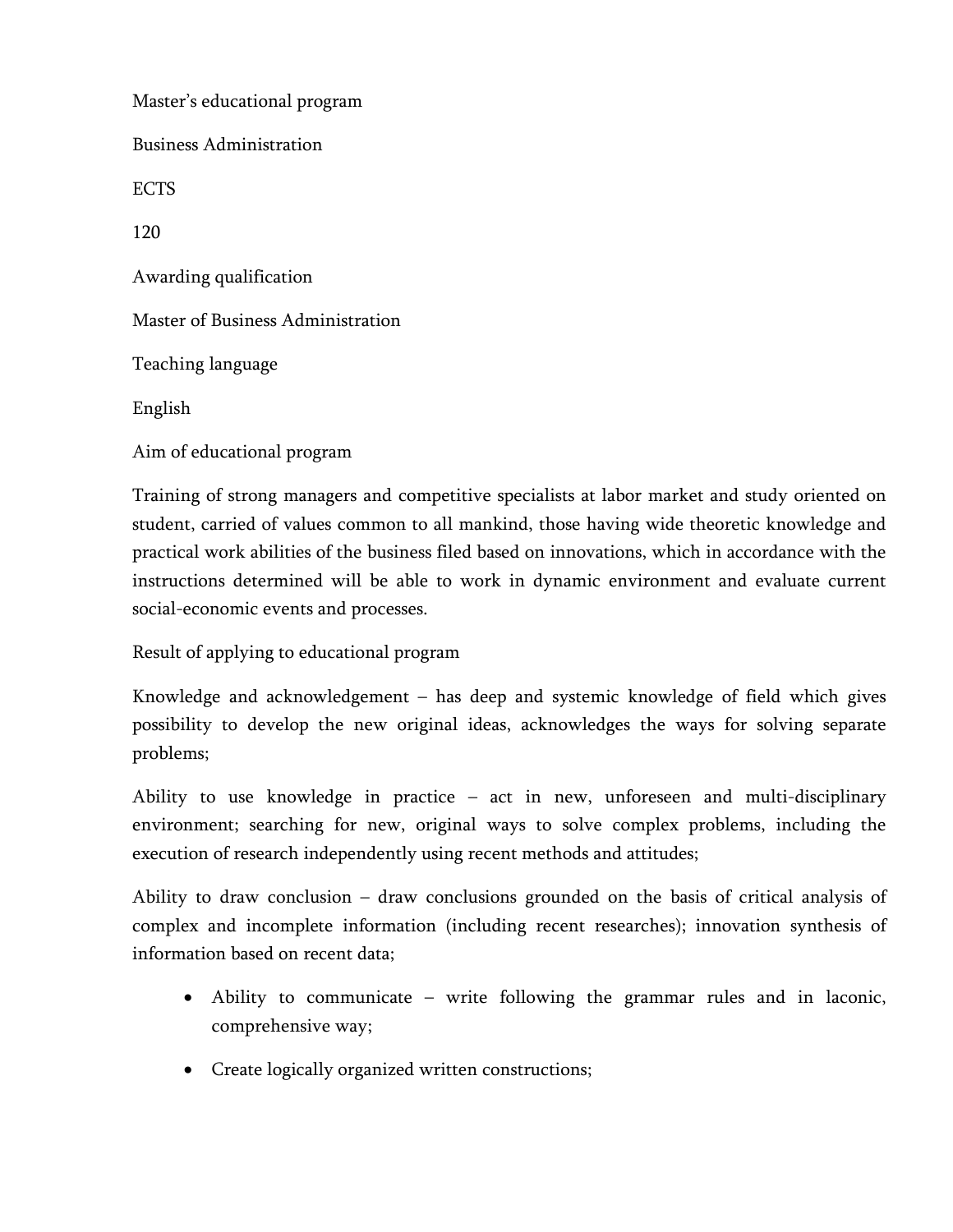Master's educational program

Business Administration

ECTS

120

Awarding qualification

Master of Business Administration

Teaching language

English

Aim of educational program

Training of strong managers and competitive specialists at labor market and study oriented on student, carried of values common to all mankind, those having wide theoretic knowledge and practical work abilities of the business filed based on innovations, which in accordance with the instructions determined will be able to work in dynamic environment and evaluate current social-economic events and processes.

Result of applying to educational program

Knowledge and acknowledgement – has deep and systemic knowledge of field which gives possibility to develop the new original ideas, acknowledges the ways for solving separate problems;

Ability to use knowledge in practice – act in new, unforeseen and multi-disciplinary environment; searching for new, original ways to solve complex problems, including the execution of research independently using recent methods and attitudes;

Ability to draw conclusion – draw conclusions grounded on the basis of critical analysis of complex and incomplete information (including recent researches); innovation synthesis of information based on recent data;

- Ability to communicate – write following the grammar rules and in laconic, comprehensive way;
- Create logically organized written constructions;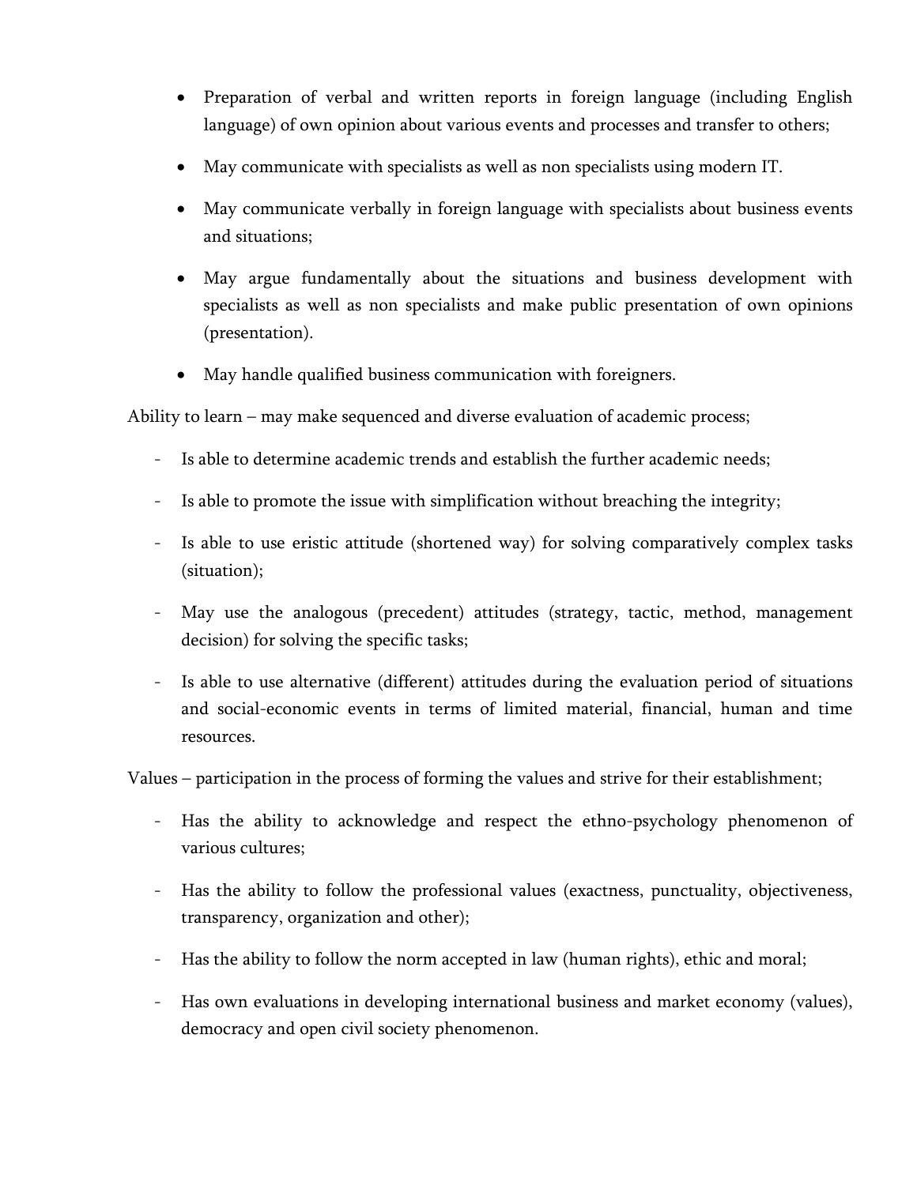- Preparation of verbal and written reports in foreign language (including English language) of own opinion about various events and processes and transfer to others;
- May communicate with specialists as well as non specialists using modern IT.
- May communicate verbally in foreign language with specialists about business events and situations;
- May argue fundamentally about the situations and business development with specialists as well as non specialists and make public presentation of own opinions (presentation).
- May handle qualified business communication with foreigners.

Ability to learn – may make sequenced and diverse evaluation of academic process;

- Is able to determine academic trends and establish the further academic needs;
- Is able to promote the issue with simplification without breaching the integrity;
- Is able to use eristic attitude (shortened way) for solving comparatively complex tasks (situation);
- May use the analogous (precedent) attitudes (strategy, tactic, method, management decision) for solving the specific tasks;
- Is able to use alternative (different) attitudes during the evaluation period of situations and social-economic events in terms of limited material, financial, human and time resources.

Values – participation in the process of forming the values and strive for their establishment;

- Has the ability to acknowledge and respect the ethno-psychology phenomenon of various cultures;
- Has the ability to follow the professional values (exactness, punctuality, objectiveness, transparency, organization and other);
- Has the ability to follow the norm accepted in law (human rights), ethic and moral;
- Has own evaluations in developing international business and market economy (values), democracy and open civil society phenomenon.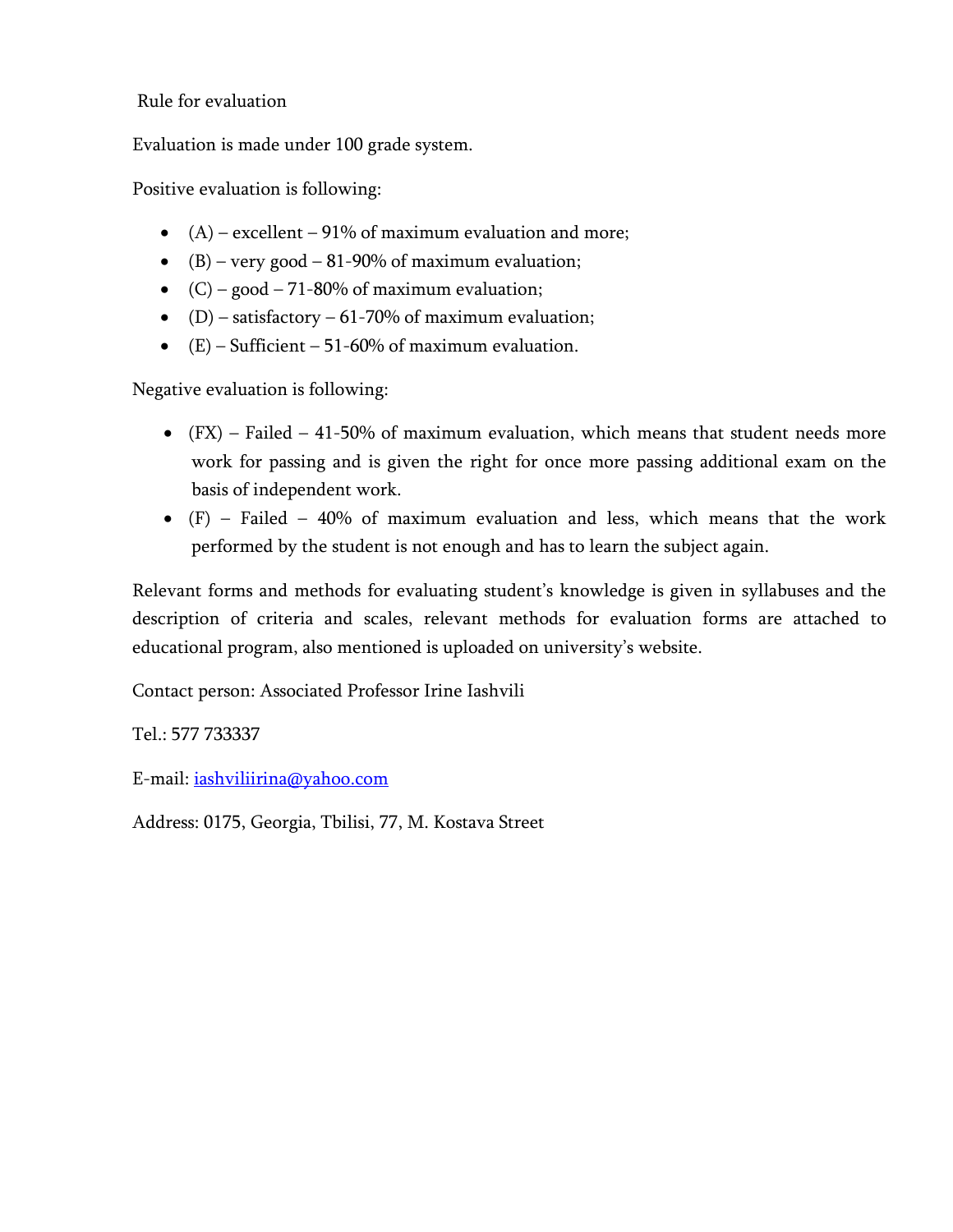Rule for evaluation

Evaluation is made under 100 grade system.

Positive evaluation is following:

- (A) – excellent – 91% of maximum evaluation and more;
- (B) – very good – 81-90% of maximum evaluation;
- (C) – good – 71-80% of maximum evaluation;
- (D) – satisfactory – 61-70% of maximum evaluation;
- (E) – Sufficient – 51-60% of maximum evaluation.

Negative evaluation is following:

- (FX) – Failed – 41-50% of maximum evaluation, which means that student needs more work for passing and is given the right for once more passing additional exam on the basis of independent work.
- (F) – Failed – 40% of maximum evaluation and less, which means that the work performed by the student is not enough and has to learn the subject again.

Relevant forms and methods for evaluating student's knowledge is given in syllabuses and the description of criteria and scales, relevant methods for evaluation forms are attached to educational program, also mentioned is uploaded on university's website.

Contact person: Associated Professor Irine Iashvili

Tel.: 577 733337

E-mail: iashviliirina@yahoo.com

Address: 0175, Georgia, Tbilisi, 77, M. Kostava Street